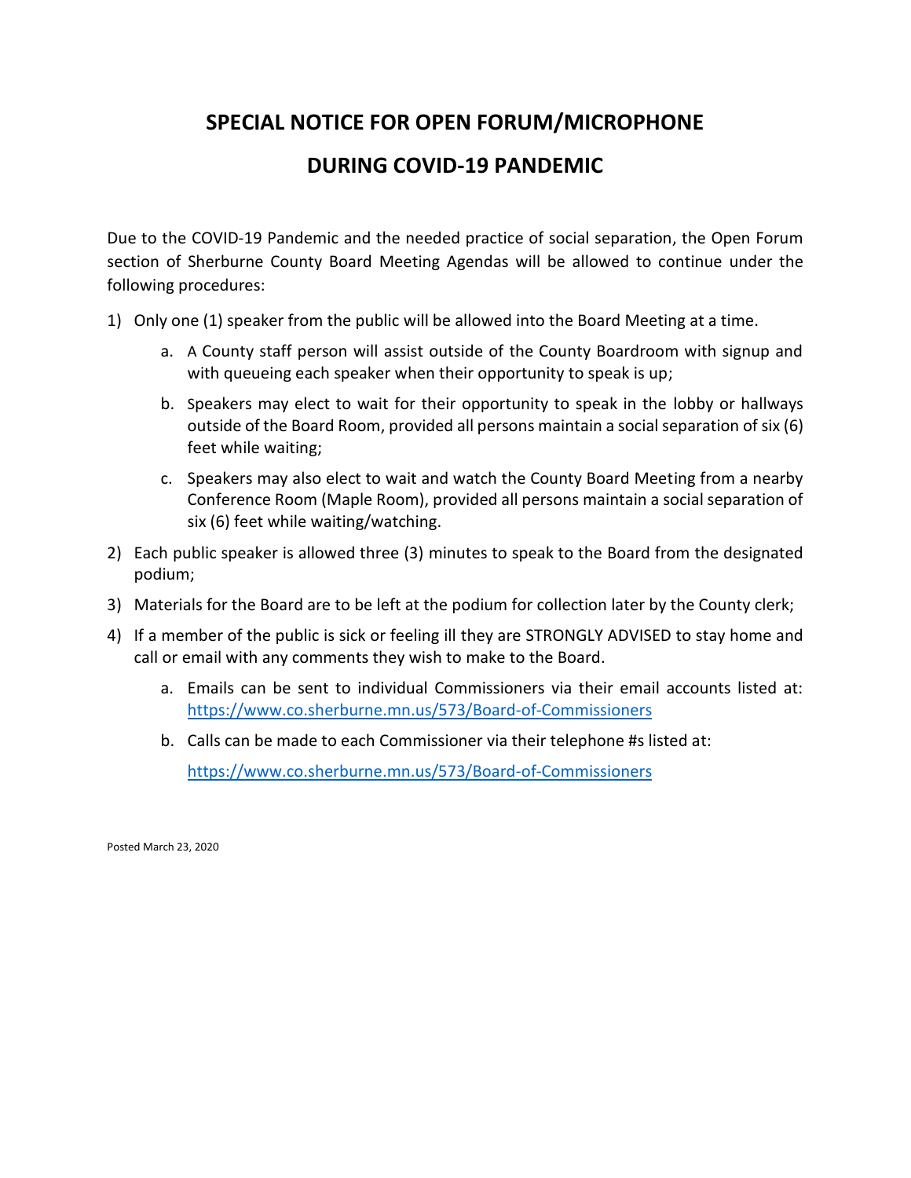# SPECIAL NOTICE FOR OPEN FORUM/MICROPHONE

# DURING COVID-19 PANDEMIC

Due to the COVID-19 Pandemic and the needed practice of social separation, the Open Forum section of Sherburne County Board Meeting Agendas will be allowed to continue under the following procedures:

1) Only one (1) speaker from the public will be allowed into the Board Meeting at a time.
    a. A County staff person will assist outside of the County Boardroom with signup and with queueing each speaker when their opportunity to speak is up;
    b. Speakers may elect to wait for their opportunity to speak in the lobby or hallways outside of the Board Room, provided all persons maintain a social separation of six (6) feet while waiting;
    c. Speakers may also elect to wait and watch the County Board Meeting from a nearby Conference Room (Maple Room), provided all persons maintain a social separation of six (6) feet while waiting/watching.
2) Each public speaker is allowed three (3) minutes to speak to the Board from the designated podium;
3) Materials for the Board are to be left at the podium for collection later by the County clerk;
4) If a member of the public is sick or feeling ill they are STRONGLY ADVISED to stay home and call or email with any comments they wish to make to the Board.
    a. Emails can be sent to individual Commissioners via their email accounts listed at: https://www.co.sherburne.mn.us/573/Board-of-Commissioners
    b. Calls can be made to each Commissioner via their telephone #s listed at: https://www.co.sherburne.mn.us/573/Board-of-Commissioners

Posted March 23, 2020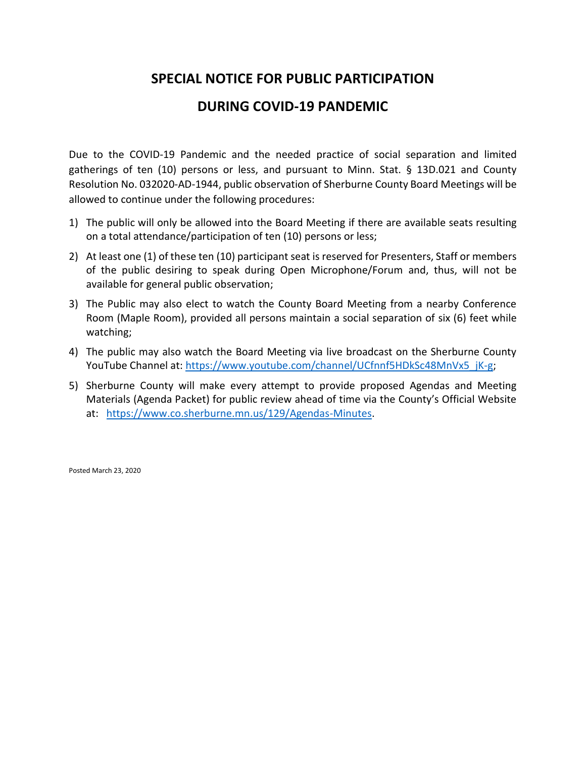# SPECIAL NOTICE FOR PUBLIC PARTICIPATION

# DURING COVID-19 PANDEMIC

Due to the COVID-19 Pandemic and the needed practice of social separation and limited gatherings of ten (10) persons or less, and pursuant to Minn. Stat. § 13D.021 and County Resolution No. 032020-AD-1944, public observation of Sherburne County Board Meetings will be allowed to continue under the following procedures:

1) The public will only be allowed into the Board Meeting if there are available seats resulting on a total attendance/participation of ten (10) persons or less;
2) At least one (1) of these ten (10) participant seat is reserved for Presenters, Staff or members of the public desiring to speak during Open Microphone/Forum and, thus, will not be available for general public observation;
3) The Public may also elect to watch the County Board Meeting from a nearby Conference Room (Maple Room), provided all persons maintain a social separation of six (6) feet while watching;
4) The public may also watch the Board Meeting via live broadcast on the Sherburne County YouTube Channel at: https://www.youtube.com/channel/UCfnnf5HDkSc48MnVx5_jK-g;
5) Sherburne County will make every attempt to provide proposed Agendas and Meeting Materials (Agenda Packet) for public review ahead of time via the County's Official Website at: https://www.co.sherburne.mn.us/129/Agendas-Minutes.

Posted March 23, 2020